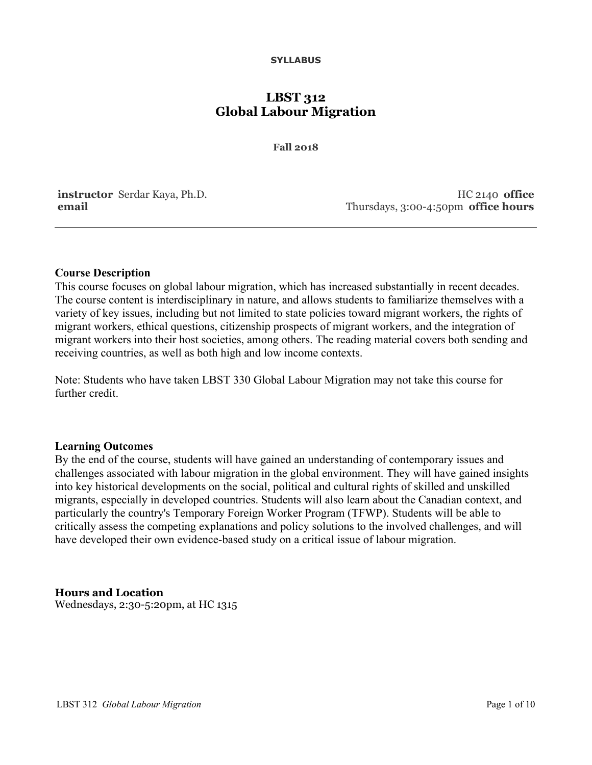**SYLLABUS**

# LBST 312
# Global Labour Migration

**Fall 2018**

**instructor** Serdar Kaya, Ph.D.
**email**

HC 2140 **office**
Thursdays, 3:00-4:50pm **office hours**

---

## Course Description

This course focuses on global labour migration, which has increased substantially in recent decades. The course content is interdisciplinary in nature, and allows students to familiarize themselves with a variety of key issues, including but not limited to state policies toward migrant workers, the rights of migrant workers, ethical questions, citizenship prospects of migrant workers, and the integration of migrant workers into their host societies, among others. The reading material covers both sending and receiving countries, as well as both high and low income contexts.

Note: Students who have taken LBST 330 Global Labour Migration may not take this course for further credit.

## Learning Outcomes

By the end of the course, students will have gained an understanding of contemporary issues and challenges associated with labour migration in the global environment. They will have gained insights into key historical developments on the social, political and cultural rights of skilled and unskilled migrants, especially in developed countries. Students will also learn about the Canadian context, and particularly the country's Temporary Foreign Worker Program (TFWP). Students will be able to critically assess the competing explanations and policy solutions to the involved challenges, and will have developed their own evidence-based study on a critical issue of labour migration.

## Hours and Location

Wednesdays, 2:30-5:20pm, at HC 1315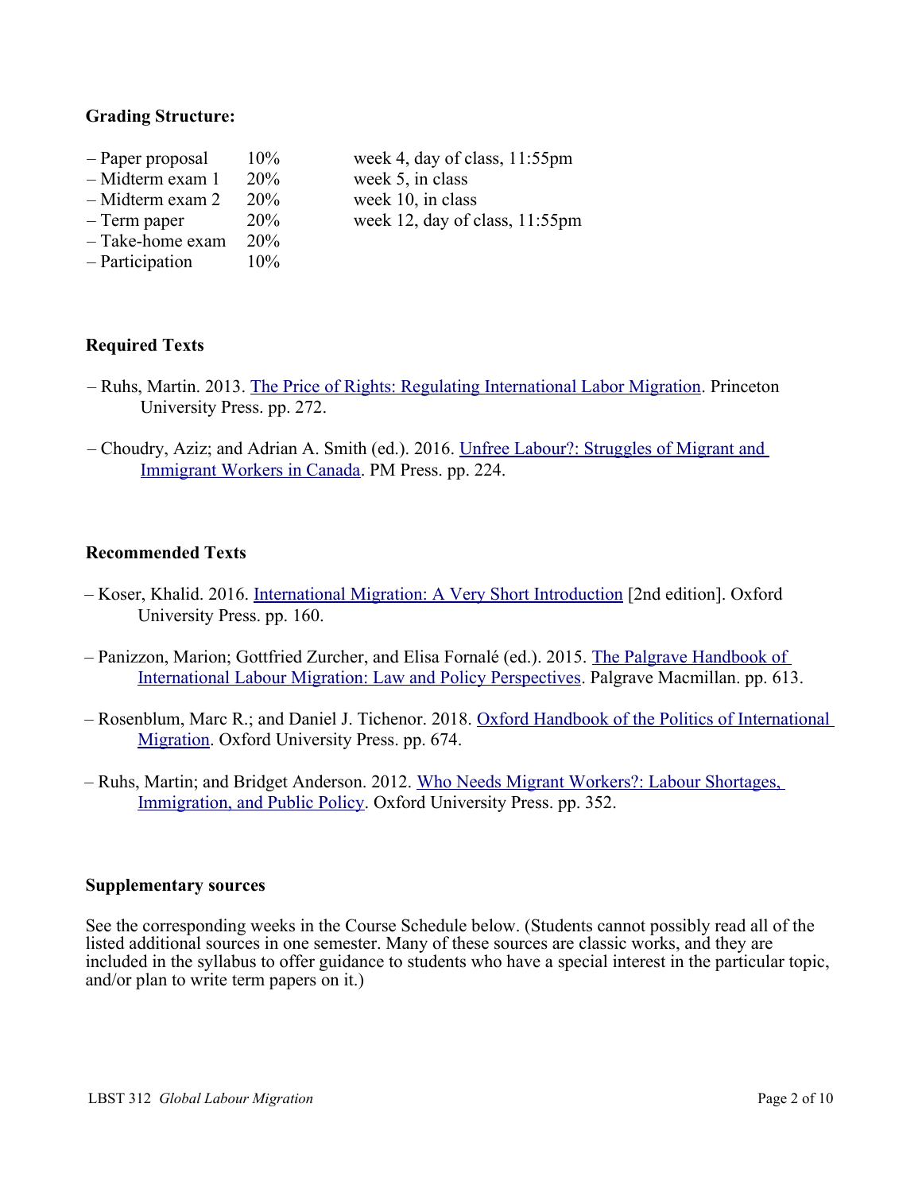**Grading Structure:**

| | | |
|---|---|---|
| – Paper proposal | 10% | week 4, day of class, 11:55pm |
| – Midterm exam 1 | 20% | week 5, in class |
| – Midterm exam 2 | 20% | week 10, in class |
| – Term paper | 20% | week 12, day of class, 11:55pm |
| – Take-home exam | 20% | |
| – Participation | 10% | |

**Required Texts**

– Ruhs, Martin. 2013. The Price of Rights: Regulating International Labor Migration. Princeton University Press. pp. 272.

– Choudry, Aziz; and Adrian A. Smith (ed.). 2016. Unfree Labour?: Struggles of Migrant and Immigrant Workers in Canada. PM Press. pp. 224.

**Recommended Texts**

– Koser, Khalid. 2016. International Migration: A Very Short Introduction [2nd edition]. Oxford University Press. pp. 160.

– Panizzon, Marion; Gottfried Zurcher, and Elisa Fornalé (ed.). 2015. The Palgrave Handbook of International Labour Migration: Law and Policy Perspectives. Palgrave Macmillan. pp. 613.

– Rosenblum, Marc R.; and Daniel J. Tichenor. 2018. Oxford Handbook of the Politics of International Migration. Oxford University Press. pp. 674.

– Ruhs, Martin; and Bridget Anderson. 2012. Who Needs Migrant Workers?: Labour Shortages, Immigration, and Public Policy. Oxford University Press. pp. 352.

**Supplementary sources**

See the corresponding weeks in the Course Schedule below. (Students cannot possibly read all of the listed additional sources in one semester. Many of these sources are classic works, and they are included in the syllabus to offer guidance to students who have a special interest in the particular topic, and/or plan to write term papers on it.)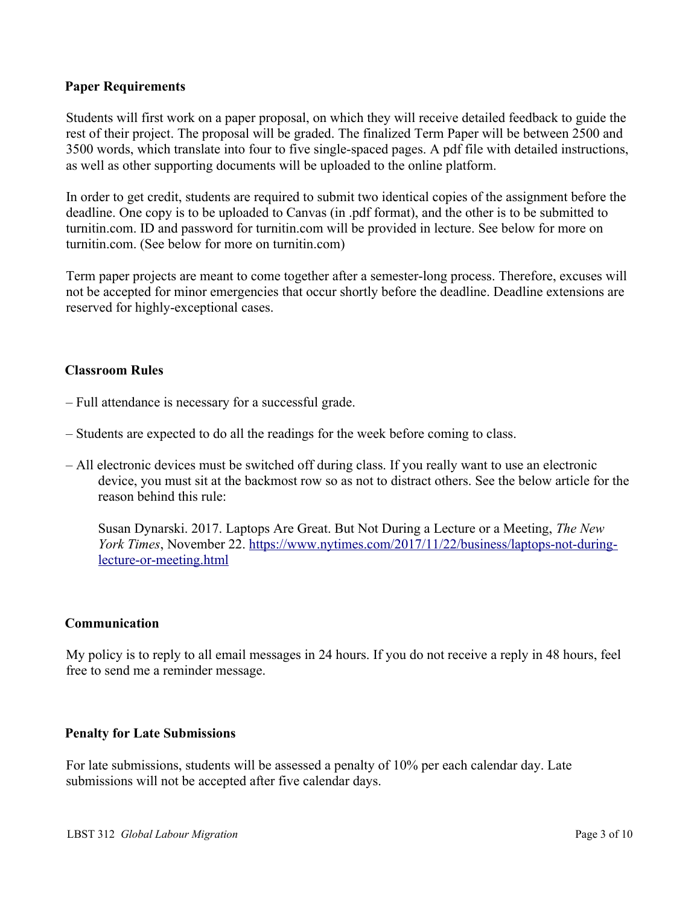**Paper Requirements**

Students will first work on a paper proposal, on which they will receive detailed feedback to guide the rest of their project. The proposal will be graded. The finalized Term Paper will be between 2500 and 3500 words, which translate into four to five single-spaced pages. A pdf file with detailed instructions, as well as other supporting documents will be uploaded to the online platform.

In order to get credit, students are required to submit two identical copies of the assignment before the deadline. One copy is to be uploaded to Canvas (in .pdf format), and the other is to be submitted to turnitin.com. ID and password for turnitin.com will be provided in lecture. See below for more on turnitin.com. (See below for more on turnitin.com)

Term paper projects are meant to come together after a semester-long process. Therefore, excuses will not be accepted for minor emergencies that occur shortly before the deadline. Deadline extensions are reserved for highly-exceptional cases.

**Classroom Rules**

– Full attendance is necessary for a successful grade.

– Students are expected to do all the readings for the week before coming to class.

– All electronic devices must be switched off during class. If you really want to use an electronic device, you must sit at the backmost row so as not to distract others. See the below article for the reason behind this rule:

Susan Dynarski. 2017. Laptops Are Great. But Not During a Lecture or a Meeting, *The New York Times*, November 22. [https://www.nytimes.com/2017/11/22/business/laptops-not-during-lecture-or-meeting.html](https://www.nytimes.com/2017/11/22/business/laptops-not-during-lecture-or-meeting.html)

**Communication**

My policy is to reply to all email messages in 24 hours. If you do not receive a reply in 48 hours, feel free to send me a reminder message.

**Penalty for Late Submissions**

For late submissions, students will be assessed a penalty of 10% per each calendar day. Late submissions will not be accepted after five calendar days.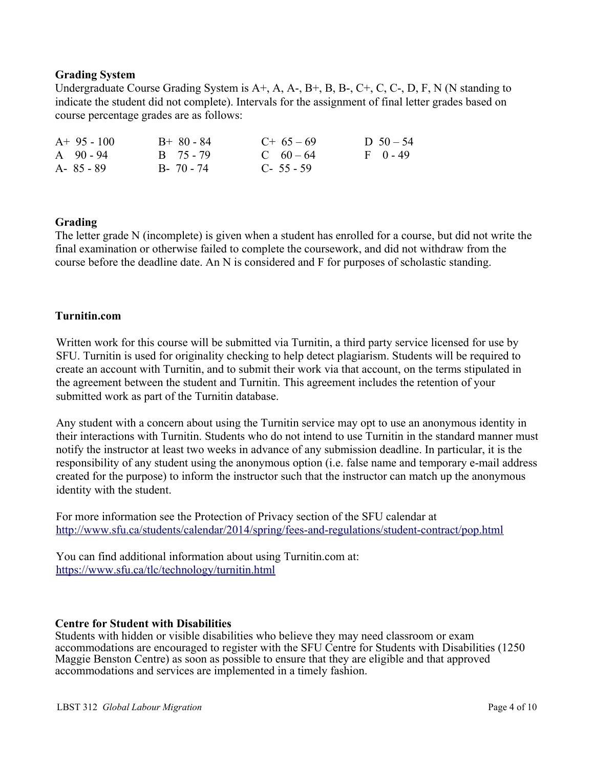**Grading System**

Undergraduate Course Grading System is A+, A, A-, B+, B, B-, C+, C, C-, D, F, N (N standing to indicate the student did not complete). Intervals for the assignment of final letter grades based on course percentage grades are as follows:

| | | | |
|---|---|---|---|
| A+ 95 - 100 | B+ 80 - 84 | C+ 65 – 69 | D 50 – 54 |
| A 90 - 94 | B 75 - 79 | C 60 – 64 | F 0 - 49 |
| A- 85 - 89 | B- 70 - 74 | C- 55 - 59 | |

**Grading**

The letter grade N (incomplete) is given when a student has enrolled for a course, but did not write the final examination or otherwise failed to complete the coursework, and did not withdraw from the course before the deadline date. An N is considered and F for purposes of scholastic standing.

**Turnitin.com**

Written work for this course will be submitted via Turnitin, a third party service licensed for use by SFU. Turnitin is used for originality checking to help detect plagiarism. Students will be required to create an account with Turnitin, and to submit their work via that account, on the terms stipulated in the agreement between the student and Turnitin. This agreement includes the retention of your submitted work as part of the Turnitin database.

Any student with a concern about using the Turnitin service may opt to use an anonymous identity in their interactions with Turnitin. Students who do not intend to use Turnitin in the standard manner must notify the instructor at least two weeks in advance of any submission deadline. In particular, it is the responsibility of any student using the anonymous option (i.e. false name and temporary e-mail address created for the purpose) to inform the instructor such that the instructor can match up the anonymous identity with the student.

For more information see the Protection of Privacy section of the SFU calendar at http://www.sfu.ca/students/calendar/2014/spring/fees-and-regulations/student-contract/pop.html

You can find additional information about using Turnitin.com at: https://www.sfu.ca/tlc/technology/turnitin.html

**Centre for Student with Disabilities**

Students with hidden or visible disabilities who believe they may need classroom or exam accommodations are encouraged to register with the SFU Centre for Students with Disabilities (1250 Maggie Benston Centre) as soon as possible to ensure that they are eligible and that approved accommodations and services are implemented in a timely fashion.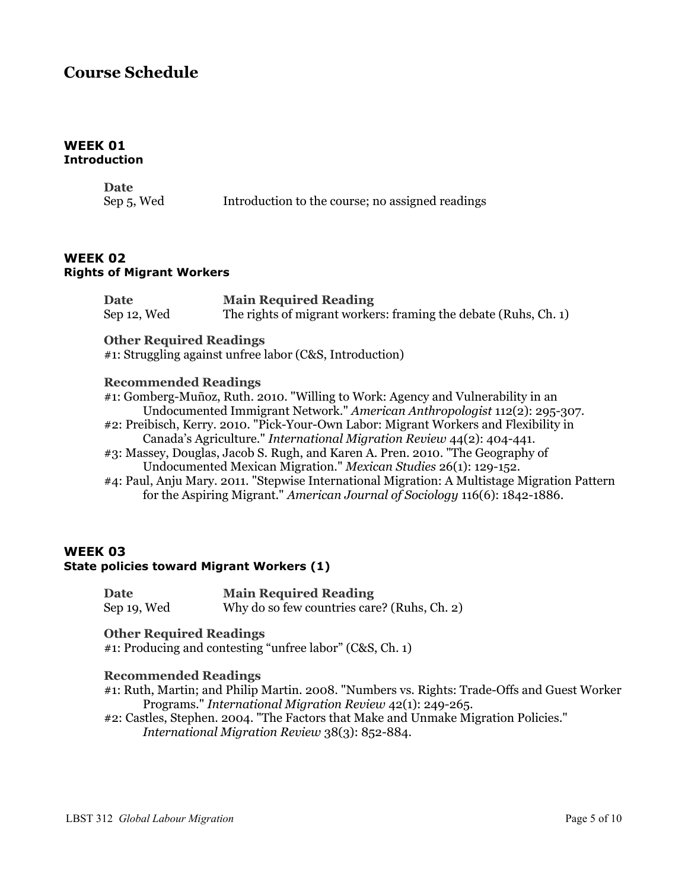# Course Schedule

### WEEK 01
**Introduction**

| Date | |
|---|---|
| Sep 5, Wed | Introduction to the course; no assigned readings |

### WEEK 02
**Rights of Migrant Workers**

| Date | Main Required Reading |
|---|---|
| Sep 12, Wed | The rights of migrant workers: framing the debate (Ruhs, Ch. 1) |

**Other Required Readings**

#1: Struggling against unfree labor (C&S, Introduction)

**Recommended Readings**

#1: Gomberg-Muñoz, Ruth. 2010. "Willing to Work: Agency and Vulnerability in an Undocumented Immigrant Network." *American Anthropologist* 112(2): 295-307.

#2: Preibisch, Kerry. 2010. "Pick-Your-Own Labor: Migrant Workers and Flexibility in Canada's Agriculture." *International Migration Review* 44(2): 404-441.

#3: Massey, Douglas, Jacob S. Rugh, and Karen A. Pren. 2010. "The Geography of Undocumented Mexican Migration." *Mexican Studies* 26(1): 129-152.

#4: Paul, Anju Mary. 2011. "Stepwise International Migration: A Multistage Migration Pattern for the Aspiring Migrant." *American Journal of Sociology* 116(6): 1842-1886.

### WEEK 03
**State policies toward Migrant Workers (1)**

| Date | Main Required Reading |
|---|---|
| Sep 19, Wed | Why do so few countries care? (Ruhs, Ch. 2) |

**Other Required Readings**

#1: Producing and contesting "unfree labor" (C&S, Ch. 1)

**Recommended Readings**

#1: Ruth, Martin; and Philip Martin. 2008. "Numbers vs. Rights: Trade-Offs and Guest Worker Programs." *International Migration Review* 42(1): 249-265.

#2: Castles, Stephen. 2004. "The Factors that Make and Unmake Migration Policies." *International Migration Review* 38(3): 852-884.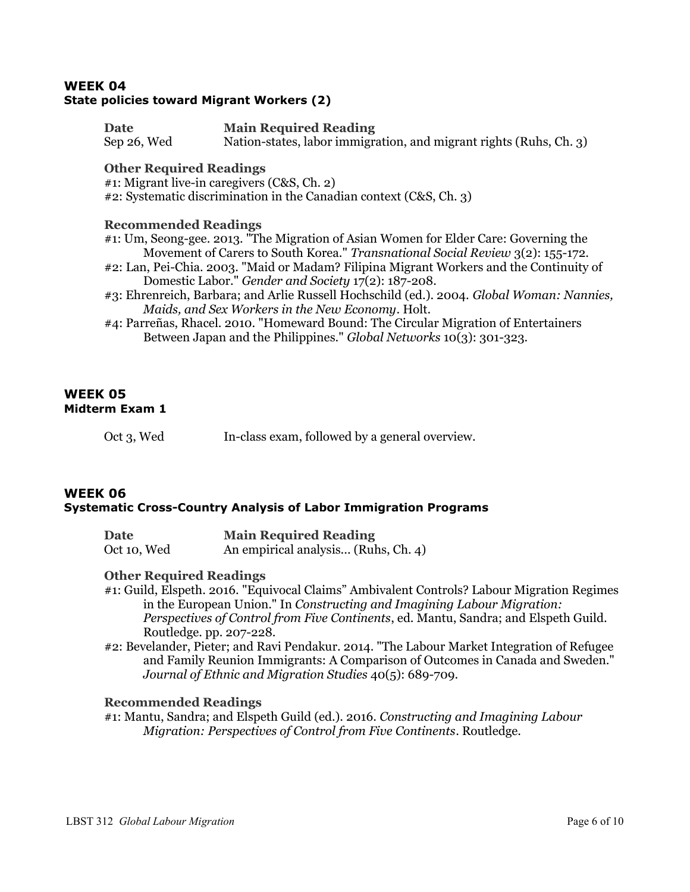## WEEK 04
### State policies toward Migrant Workers (2)

| **Date** | **Main Required Reading** |
| --- | --- |
| Sep 26, Wed | Nation-states, labor immigration, and migrant rights (Ruhs, Ch. 3) |

**Other Required Readings**

#1: Migrant live-in caregivers (C&S, Ch. 2)
#2: Systematic discrimination in the Canadian context (C&S, Ch. 3)

**Recommended Readings**

#1: Um, Seong-gee. 2013. "The Migration of Asian Women for Elder Care: Governing the Movement of Carers to South Korea." *Transnational Social Review* 3(2): 155-172.
#2: Lan, Pei-Chia. 2003. "Maid or Madam? Filipina Migrant Workers and the Continuity of Domestic Labor." *Gender and Society* 17(2): 187-208.
#3: Ehrenreich, Barbara; and Arlie Russell Hochschild (ed.). 2004. *Global Woman: Nannies, Maids, and Sex Workers in the New Economy*. Holt.
#4: Parreñas, Rhacel. 2010. "Homeward Bound: The Circular Migration of Entertainers Between Japan and the Philippines." *Global Networks* 10(3): 301-323.

## WEEK 05
### Midterm Exam 1

| | |
| --- | --- |
| Oct 3, Wed | In-class exam, followed by a general overview. |

## WEEK 06
### Systematic Cross-Country Analysis of Labor Immigration Programs

| **Date** | **Main Required Reading** |
| --- | --- |
| Oct 10, Wed | An empirical analysis... (Ruhs, Ch. 4) |

**Other Required Readings**

#1: Guild, Elspeth. 2016. "Equivocal Claims" Ambivalent Controls? Labour Migration Regimes in the European Union." In *Constructing and Imagining Labour Migration: Perspectives of Control from Five Continents*, ed. Mantu, Sandra; and Elspeth Guild. Routledge. pp. 207-228.
#2: Bevelander, Pieter; and Ravi Pendakur. 2014. "The Labour Market Integration of Refugee and Family Reunion Immigrants: A Comparison of Outcomes in Canada and Sweden." *Journal of Ethnic and Migration Studies* 40(5): 689-709.

**Recommended Readings**

#1: Mantu, Sandra; and Elspeth Guild (ed.). 2016. *Constructing and Imagining Labour Migration: Perspectives of Control from Five Continents*. Routledge.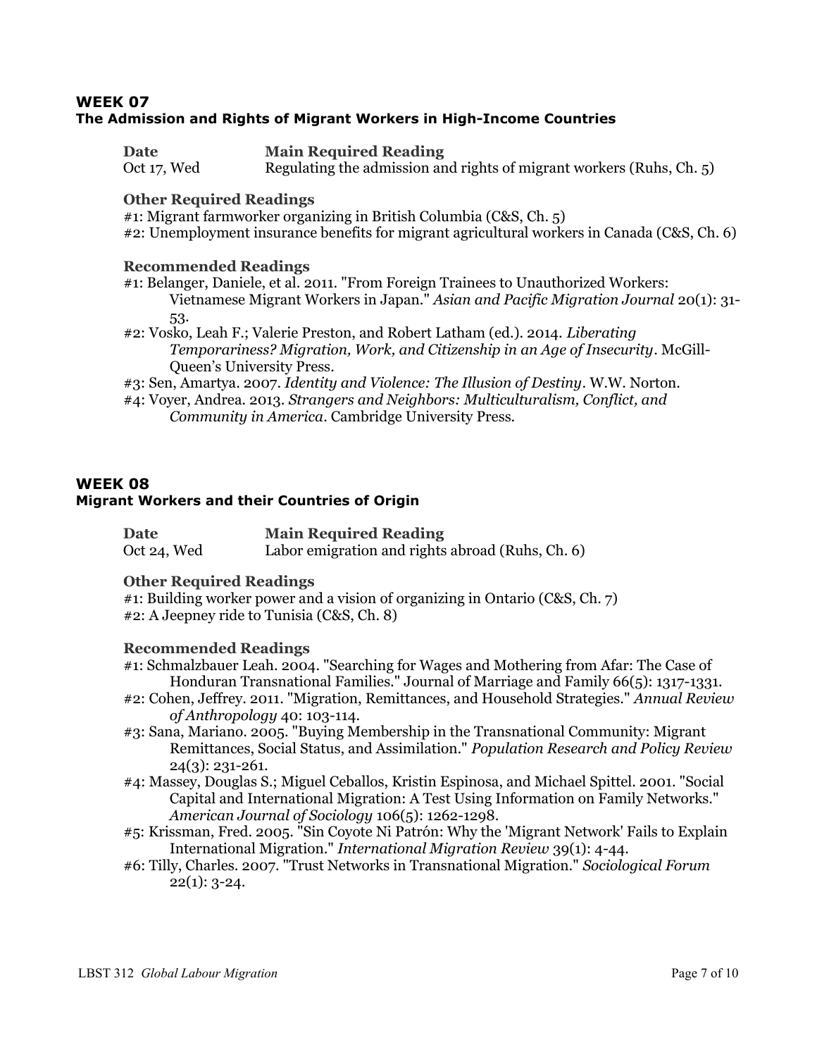## WEEK 07

### The Admission and Rights of Migrant Workers in High-Income Countries

| Date | Main Required Reading |
|---|---|
| Oct 17, Wed | Regulating the admission and rights of migrant workers (Ruhs, Ch. 5) |

**Other Required Readings**

#1: Migrant farmworker organizing in British Columbia (C&S, Ch. 5)
#2: Unemployment insurance benefits for migrant agricultural workers in Canada (C&S, Ch. 6)

**Recommended Readings**

#1: Belanger, Daniele, et al. 2011. "From Foreign Trainees to Unauthorized Workers: Vietnamese Migrant Workers in Japan." *Asian and Pacific Migration Journal* 20(1): 31-53.
#2: Vosko, Leah F.; Valerie Preston, and Robert Latham (ed.). 2014. *Liberating Temporariness? Migration, Work, and Citizenship in an Age of Insecurity*. McGill-Queen's University Press.
#3: Sen, Amartya. 2007. *Identity and Violence: The Illusion of Destiny*. W.W. Norton.
#4: Voyer, Andrea. 2013. *Strangers and Neighbors: Multiculturalism, Conflict, and Community in America*. Cambridge University Press.

## WEEK 08

### Migrant Workers and their Countries of Origin

| Date | Main Required Reading |
|---|---|
| Oct 24, Wed | Labor emigration and rights abroad (Ruhs, Ch. 6) |

**Other Required Readings**

#1: Building worker power and a vision of organizing in Ontario (C&S, Ch. 7)
#2: A Jeepney ride to Tunisia (C&S, Ch. 8)

**Recommended Readings**

#1: Schmalzbauer Leah. 2004. "Searching for Wages and Mothering from Afar: The Case of Honduran Transnational Families." Journal of Marriage and Family 66(5): 1317-1331.
#2: Cohen, Jeffrey. 2011. "Migration, Remittances, and Household Strategies." *Annual Review of Anthropology* 40: 103-114.
#3: Sana, Mariano. 2005. "Buying Membership in the Transnational Community: Migrant Remittances, Social Status, and Assimilation." *Population Research and Policy Review* 24(3): 231-261.
#4: Massey, Douglas S.; Miguel Ceballos, Kristin Espinosa, and Michael Spittel. 2001. "Social Capital and International Migration: A Test Using Information on Family Networks." *American Journal of Sociology* 106(5): 1262-1298.
#5: Krissman, Fred. 2005. "Sin Coyote Ni Patrón: Why the 'Migrant Network' Fails to Explain International Migration." *International Migration Review* 39(1): 4-44.
#6: Tilly, Charles. 2007. "Trust Networks in Transnational Migration." *Sociological Forum* 22(1): 3-24.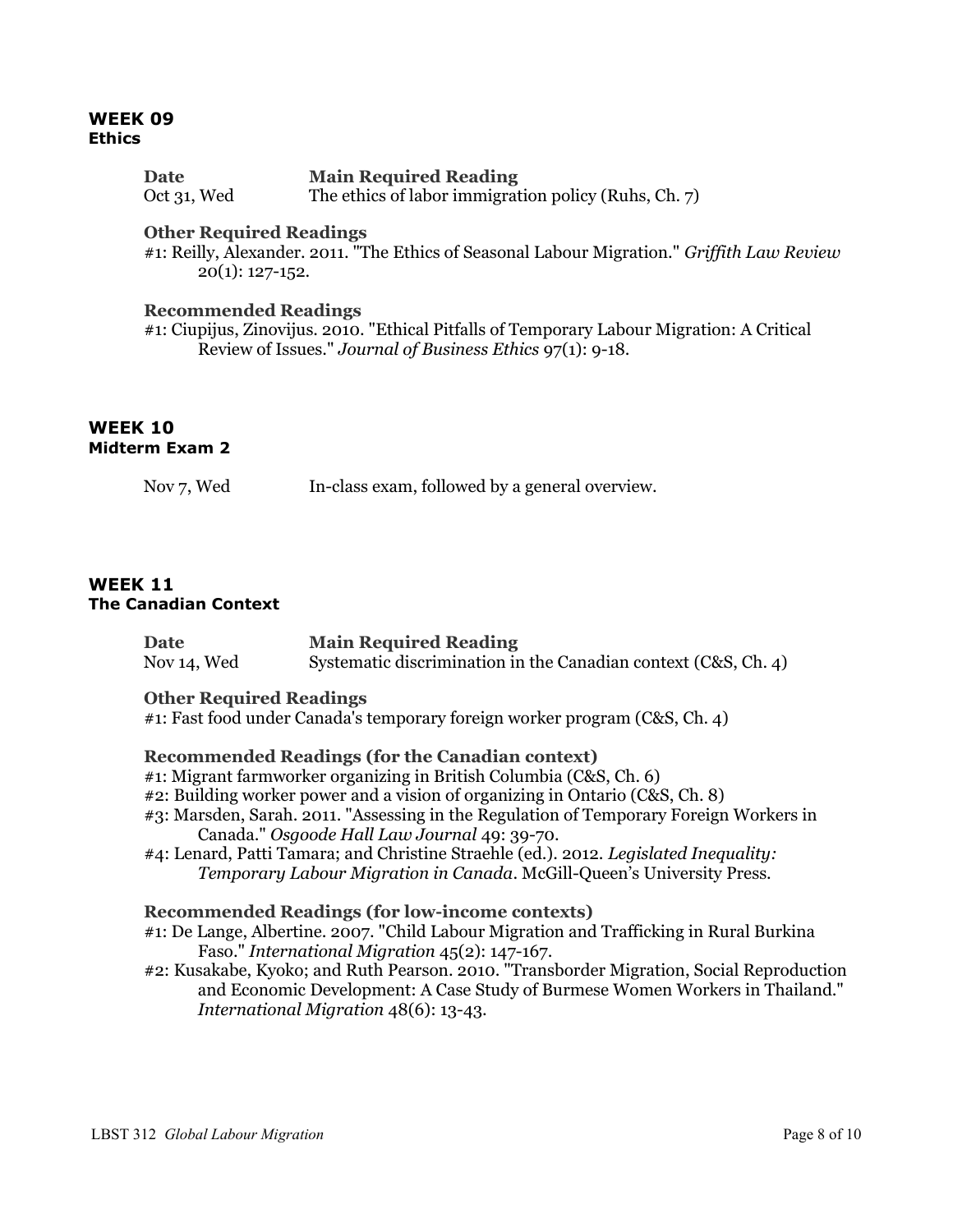## WEEK 09
**Ethics**

| Date | Main Required Reading |
| --- | --- |
| Oct 31, Wed | The ethics of labor immigration policy (Ruhs, Ch. 7) |

**Other Required Readings**

#1: Reilly, Alexander. 2011. "The Ethics of Seasonal Labour Migration." *Griffith Law Review* 20(1): 127-152.

**Recommended Readings**

#1: Ciupijus, Zinovijus. 2010. "Ethical Pitfalls of Temporary Labour Migration: A Critical Review of Issues." *Journal of Business Ethics* 97(1): 9-18.

## WEEK 10
**Midterm Exam 2**

Nov 7, Wed — In-class exam, followed by a general overview.

## WEEK 11
**The Canadian Context**

| Date | Main Required Reading |
| --- | --- |
| Nov 14, Wed | Systematic discrimination in the Canadian context (C&S, Ch. 4) |

**Other Required Readings**

#1: Fast food under Canada's temporary foreign worker program (C&S, Ch. 4)

**Recommended Readings (for the Canadian context)**

#1: Migrant farmworker organizing in British Columbia (C&S, Ch. 6)
#2: Building worker power and a vision of organizing in Ontario (C&S, Ch. 8)
#3: Marsden, Sarah. 2011. "Assessing in the Regulation of Temporary Foreign Workers in Canada." *Osgoode Hall Law Journal* 49: 39-70.
#4: Lenard, Patti Tamara; and Christine Straehle (ed.). 2012. *Legislated Inequality: Temporary Labour Migration in Canada*. McGill-Queen's University Press.

**Recommended Readings (for low-income contexts)**

#1: De Lange, Albertine. 2007. "Child Labour Migration and Trafficking in Rural Burkina Faso." *International Migration* 45(2): 147-167.
#2: Kusakabe, Kyoko; and Ruth Pearson. 2010. "Transborder Migration, Social Reproduction and Economic Development: A Case Study of Burmese Women Workers in Thailand." *International Migration* 48(6): 13-43.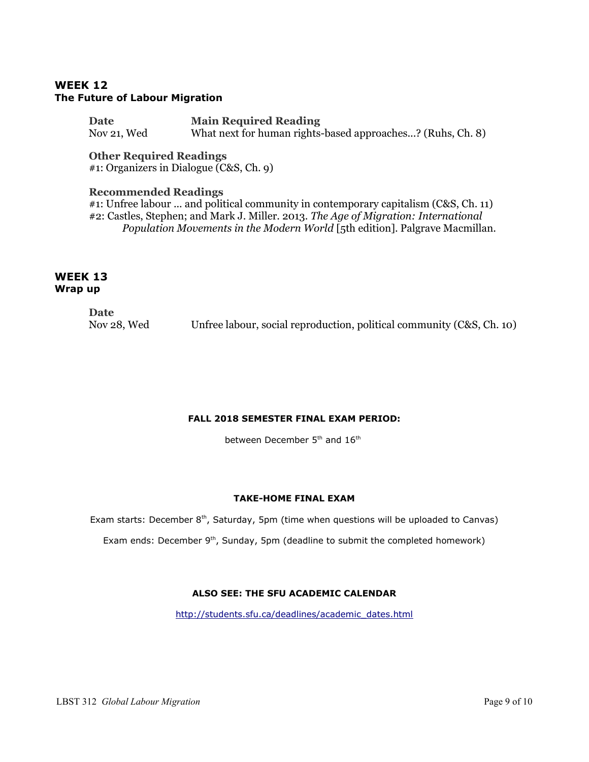## WEEK 12
**The Future of Labour Migration**

| Date | Main Required Reading |
|---|---|
| Nov 21, Wed | What next for human rights-based approaches...? (Ruhs, Ch. 8) |

**Other Required Readings**
#1: Organizers in Dialogue (C&S, Ch. 9)

**Recommended Readings**
#1: Unfree labour … and political community in contemporary capitalism (C&S, Ch. 11)
#2: Castles, Stephen; and Mark J. Miller. 2013. *The Age of Migration: International Population Movements in the Modern World* [5th edition]. Palgrave Macmillan.

## WEEK 13
**Wrap up**

| Date | |
|---|---|
| Nov 28, Wed | Unfree labour, social reproduction, political community (C&S, Ch. 10) |

**FALL 2018 SEMESTER FINAL EXAM PERIOD:**

between December 5th and 16th

**TAKE-HOME FINAL EXAM**

Exam starts: December 8th, Saturday, 5pm (time when questions will be uploaded to Canvas)

Exam ends: December 9th, Sunday, 5pm (deadline to submit the completed homework)

**ALSO SEE: THE SFU ACADEMIC CALENDAR**

http://students.sfu.ca/deadlines/academic_dates.html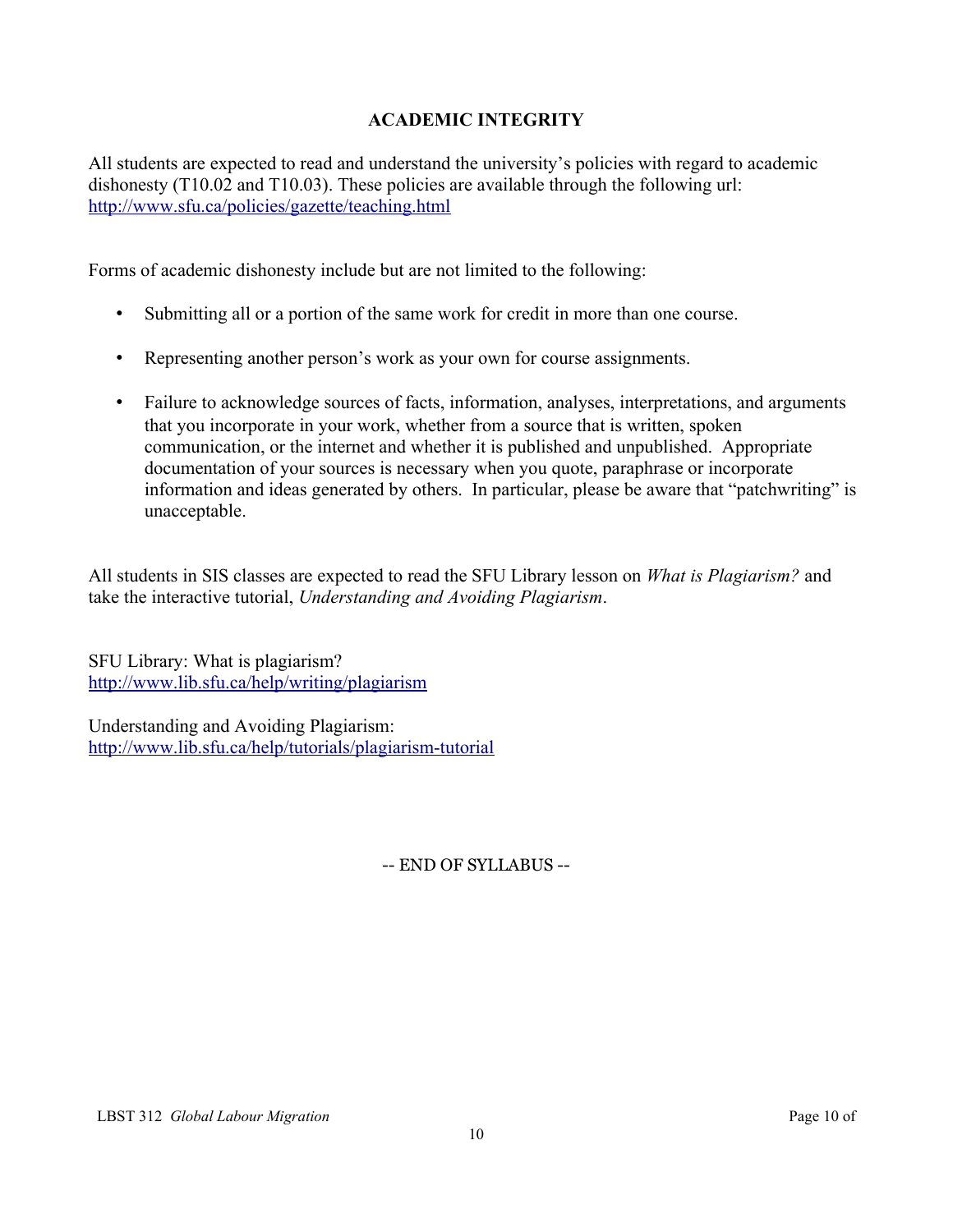## ACADEMIC INTEGRITY

All students are expected to read and understand the university's policies with regard to academic dishonesty (T10.02 and T10.03). These policies are available through the following url: http://www.sfu.ca/policies/gazette/teaching.html

Forms of academic dishonesty include but are not limited to the following:

- Submitting all or a portion of the same work for credit in more than one course.
- Representing another person's work as your own for course assignments.
- Failure to acknowledge sources of facts, information, analyses, interpretations, and arguments that you incorporate in your work, whether from a source that is written, spoken communication, or the internet and whether it is published and unpublished. Appropriate documentation of your sources is necessary when you quote, paraphrase or incorporate information and ideas generated by others. In particular, please be aware that "patchwriting" is unacceptable.

All students in SIS classes are expected to read the SFU Library lesson on *What is Plagiarism?* and take the interactive tutorial, *Understanding and Avoiding Plagiarism*.

SFU Library: What is plagiarism?
http://www.lib.sfu.ca/help/writing/plagiarism

Understanding and Avoiding Plagiarism:
http://www.lib.sfu.ca/help/tutorials/plagiarism-tutorial

-- END OF SYLLABUS --